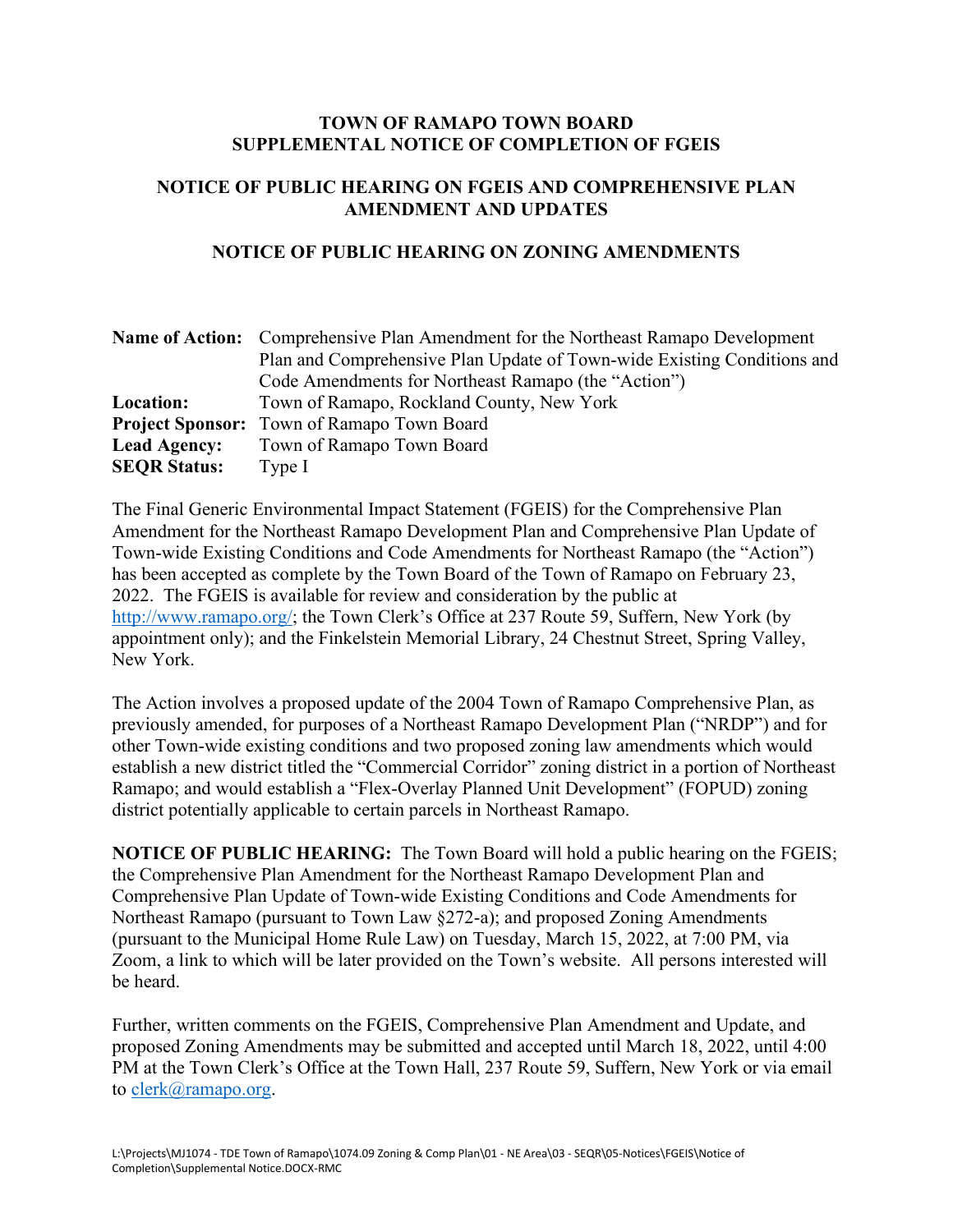# TOWN OF RAMAPO TOWN BOARD
# SUPPLEMENTAL NOTICE OF COMPLETION OF FGEIS

## NOTICE OF PUBLIC HEARING ON FGEIS AND COMPREHENSIVE PLAN AMENDMENT AND UPDATES

## NOTICE OF PUBLIC HEARING ON ZONING AMENDMENTS

| | |
|---|---|
| **Name of Action:** | Comprehensive Plan Amendment for the Northeast Ramapo Development Plan and Comprehensive Plan Update of Town-wide Existing Conditions and Code Amendments for Northeast Ramapo (the "Action") |
| **Location:** | Town of Ramapo, Rockland County, New York |
| **Project Sponsor:** | Town of Ramapo Town Board |
| **Lead Agency:** | Town of Ramapo Town Board |
| **SEQR Status:** | Type I |

The Final Generic Environmental Impact Statement (FGEIS) for the Comprehensive Plan Amendment for the Northeast Ramapo Development Plan and Comprehensive Plan Update of Town-wide Existing Conditions and Code Amendments for Northeast Ramapo (the "Action") has been accepted as complete by the Town Board of the Town of Ramapo on February 23, 2022. The FGEIS is available for review and consideration by the public at http://www.ramapo.org/; the Town Clerk's Office at 237 Route 59, Suffern, New York (by appointment only); and the Finkelstein Memorial Library, 24 Chestnut Street, Spring Valley, New York.

The Action involves a proposed update of the 2004 Town of Ramapo Comprehensive Plan, as previously amended, for purposes of a Northeast Ramapo Development Plan ("NRDP") and for other Town-wide existing conditions and two proposed zoning law amendments which would establish a new district titled the "Commercial Corridor" zoning district in a portion of Northeast Ramapo; and would establish a "Flex-Overlay Planned Unit Development" (FOPUD) zoning district potentially applicable to certain parcels in Northeast Ramapo.

**NOTICE OF PUBLIC HEARING:** The Town Board will hold a public hearing on the FGEIS; the Comprehensive Plan Amendment for the Northeast Ramapo Development Plan and Comprehensive Plan Update of Town-wide Existing Conditions and Code Amendments for Northeast Ramapo (pursuant to Town Law §272-a); and proposed Zoning Amendments (pursuant to the Municipal Home Rule Law) on Tuesday, March 15, 2022, at 7:00 PM, via Zoom, a link to which will be later provided on the Town's website. All persons interested will be heard.

Further, written comments on the FGEIS, Comprehensive Plan Amendment and Update, and proposed Zoning Amendments may be submitted and accepted until March 18, 2022, until 4:00 PM at the Town Clerk's Office at the Town Hall, 237 Route 59, Suffern, New York or via email to clerk@ramapo.org.

L:\Projects\MJ1074 - TDE Town of Ramapo\1074.09 Zoning & Comp Plan\01 - NE Area\03 - SEQR\05-Notices\FGEIS\Notice of Completion\Supplemental Notice.DOCX-RMC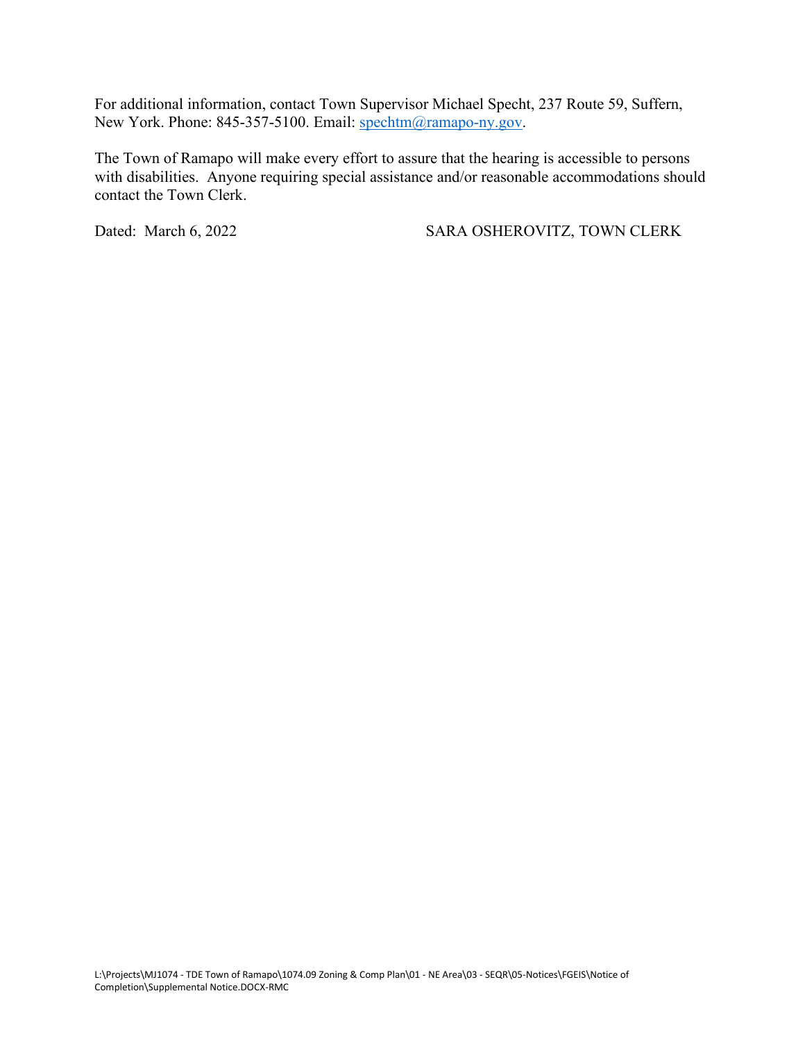For additional information, contact Town Supervisor Michael Specht, 237 Route 59, Suffern, New York. Phone: 845-357-5100. Email: spechtm@ramapo-ny.gov.

The Town of Ramapo will make every effort to assure that the hearing is accessible to persons with disabilities. Anyone requiring special assistance and/or reasonable accommodations should contact the Town Clerk.

Dated: March 6, 2022 SARA OSHEROVITZ, TOWN CLERK

L:\Projects\MJ1074 - TDE Town of Ramapo\1074.09 Zoning & Comp Plan\01 - NE Area\03 - SEQR\05-Notices\FGEIS\Notice of Completion\Supplemental Notice.DOCX-RMC